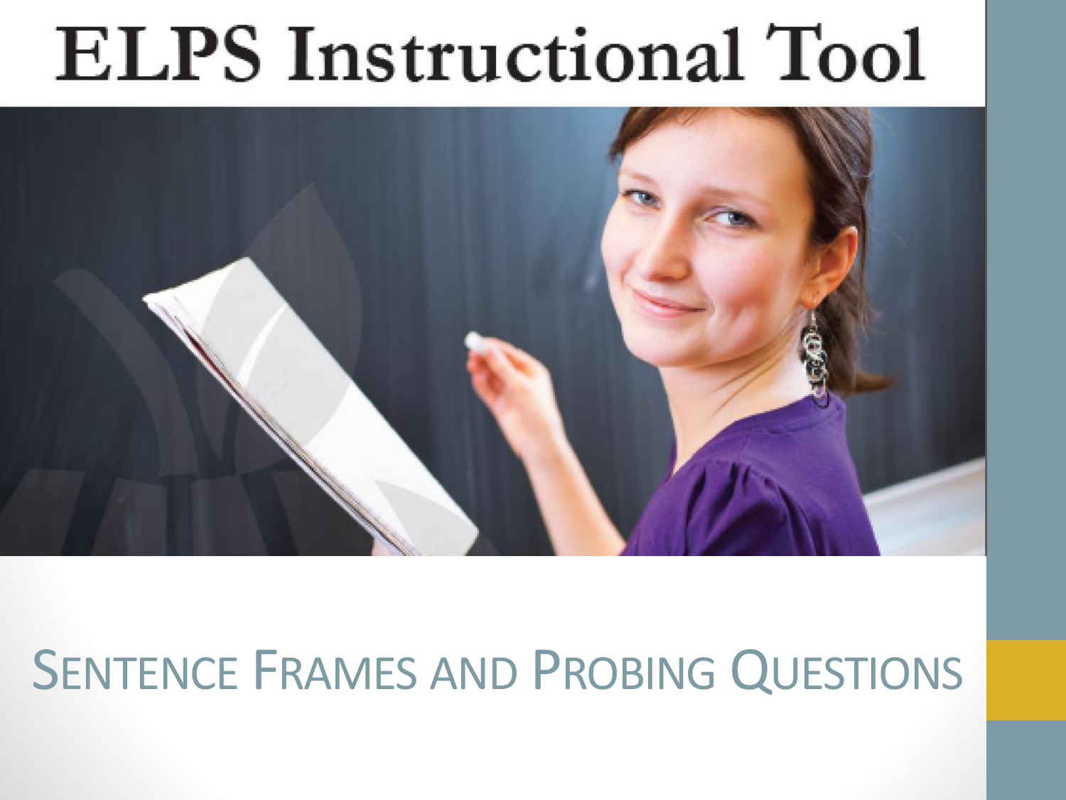# ELPS Instructional Tool

## Sentence Frames and Probing Questions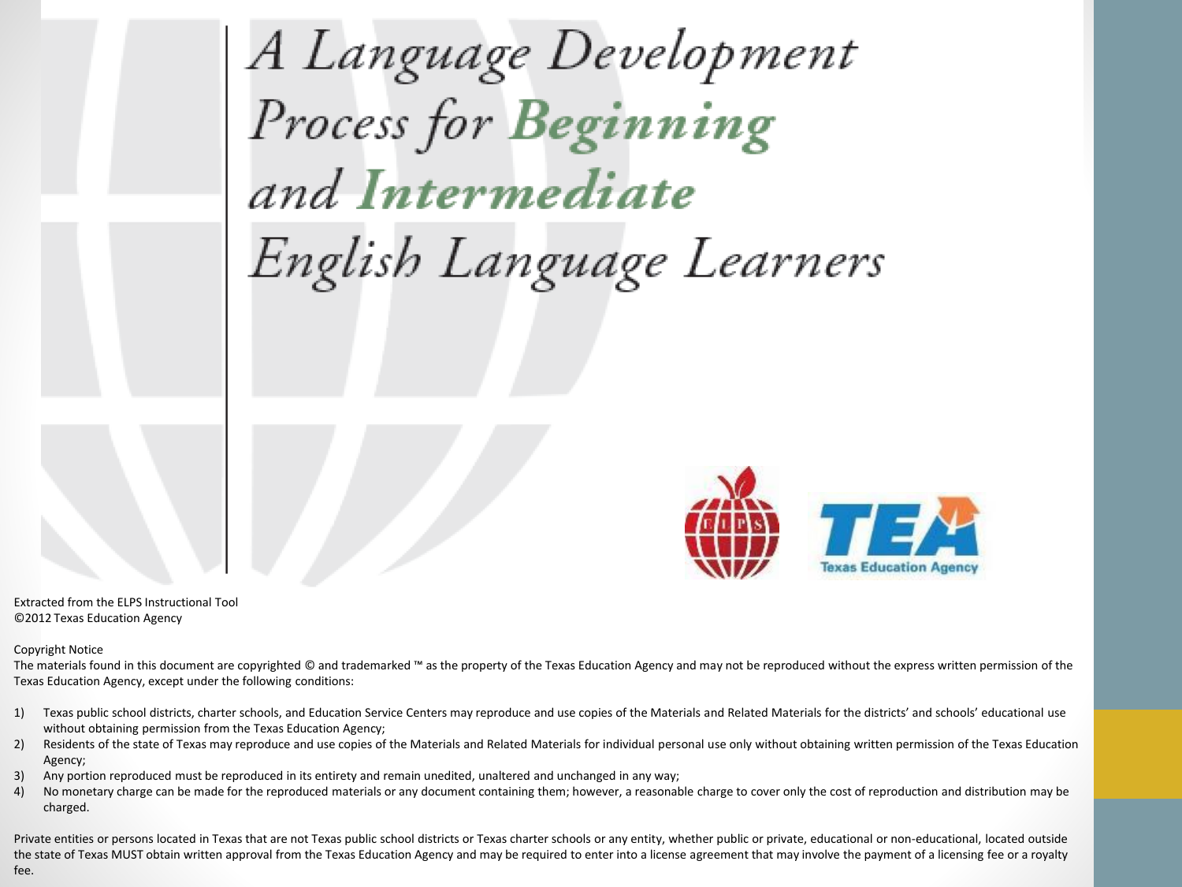# *A Language Development Process for **Beginning** and **Intermediate** English Language Learners*

Extracted from the ELPS Instructional Tool
©2012 Texas Education Agency

Copyright Notice
The materials found in this document are copyrighted © and trademarked ™ as the property of the Texas Education Agency and may not be reproduced without the express written permission of the Texas Education Agency, except under the following conditions:

1) Texas public school districts, charter schools, and Education Service Centers may reproduce and use copies of the Materials and Related Materials for the districts' and schools' educational use without obtaining permission from the Texas Education Agency;
2) Residents of the state of Texas may reproduce and use copies of the Materials and Related Materials for individual personal use only without obtaining written permission of the Texas Education Agency;
3) Any portion reproduced must be reproduced in its entirety and remain unedited, unaltered and unchanged in any way;
4) No monetary charge can be made for the reproduced materials or any document containing them; however, a reasonable charge to cover only the cost of reproduction and distribution may be charged.

Private entities or persons located in Texas that are not Texas public school districts or Texas charter schools or any entity, whether public or private, educational or non-educational, located outside the state of Texas MUST obtain written approval from the Texas Education Agency and may be required to enter into a license agreement that may involve the payment of a licensing fee or a royalty fee.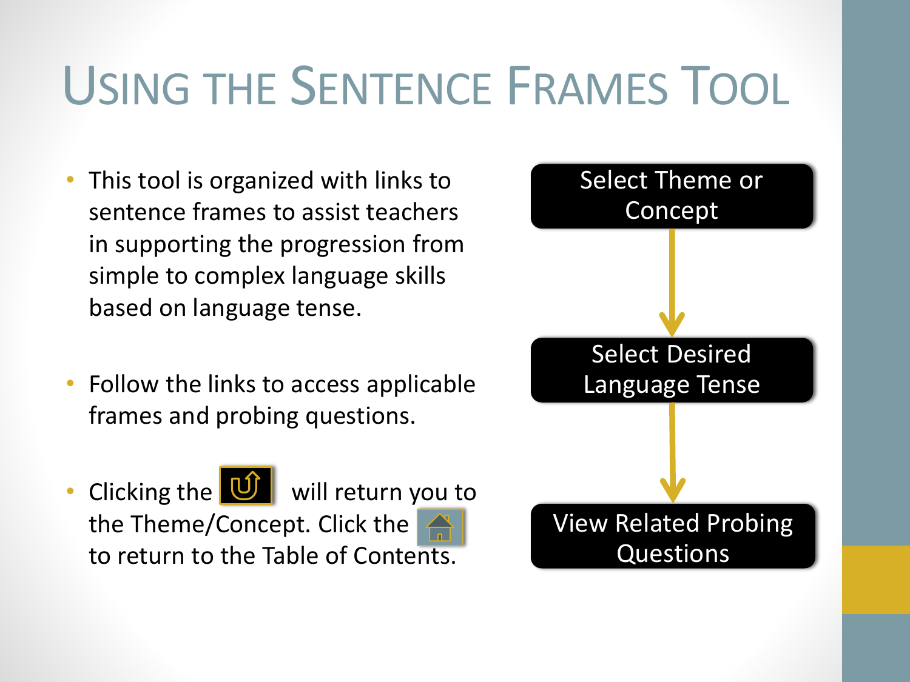# Using the Sentence Frames Tool

- This tool is organized with links to sentence frames to assist teachers in supporting the progression from simple to complex language skills based on language tense.
- Follow the links to access applicable frames and probing questions.
- Clicking the will return you to the Theme/Concept. Click the to return to the Table of Contents.

Select Theme or Concept

↓

Select Desired Language Tense

↓

View Related Probing Questions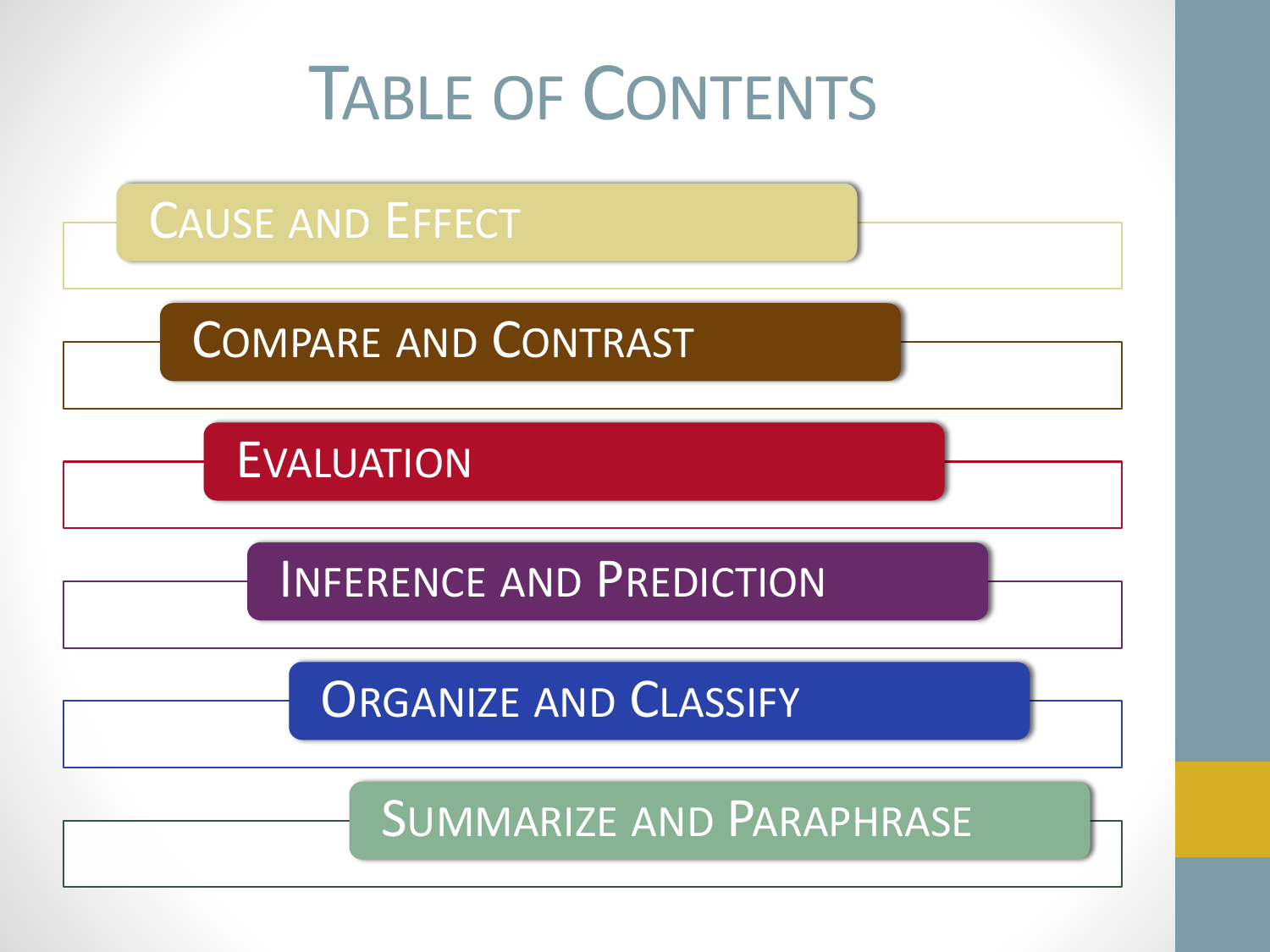# Table of Contents

- Cause and Effect
- Compare and Contrast
- Evaluation
- Inference and Prediction
- Organize and Classify
- Summarize and Paraphrase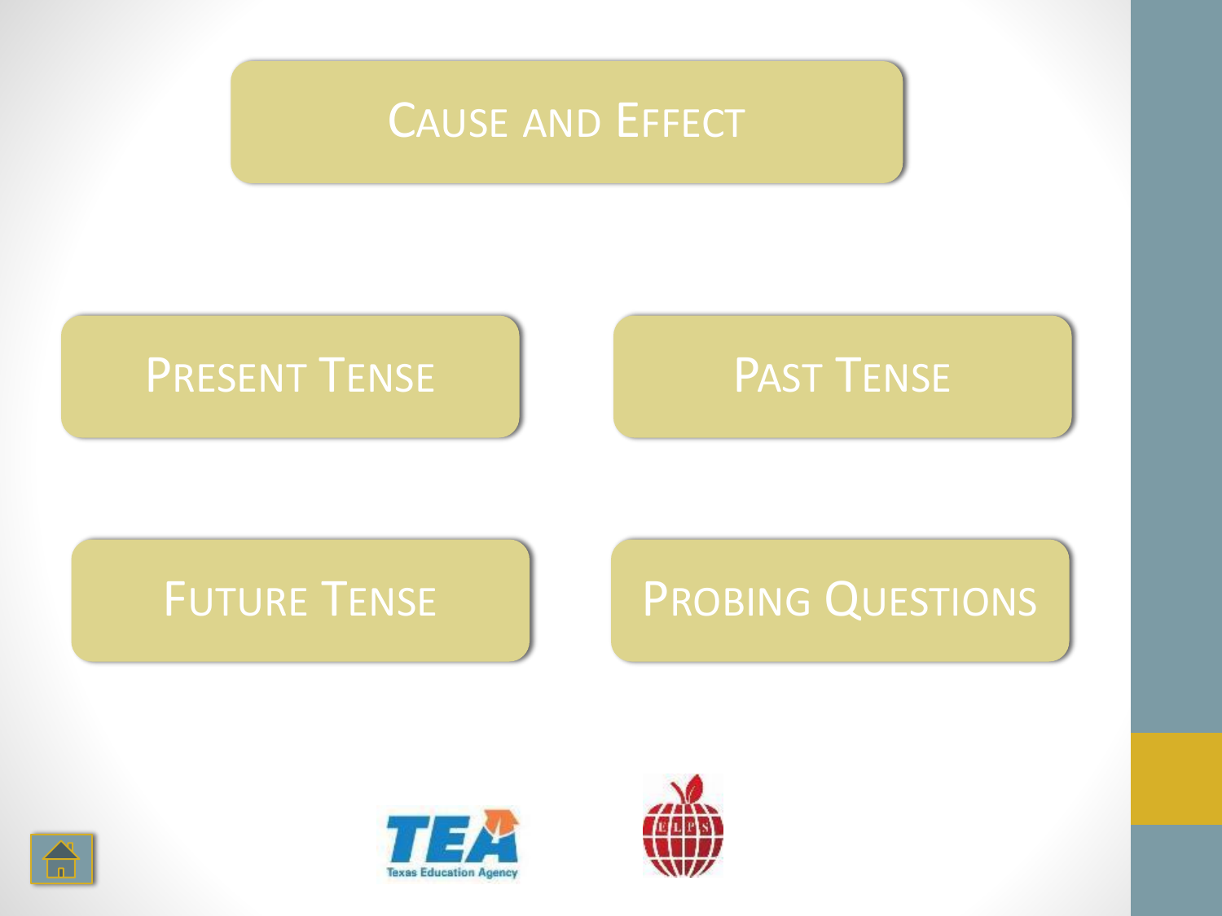CAUSE AND EFFECT

PRESENT TENSE

PAST TENSE

FUTURE TENSE

PROBING QUESTIONS

TEA Texas Education Agency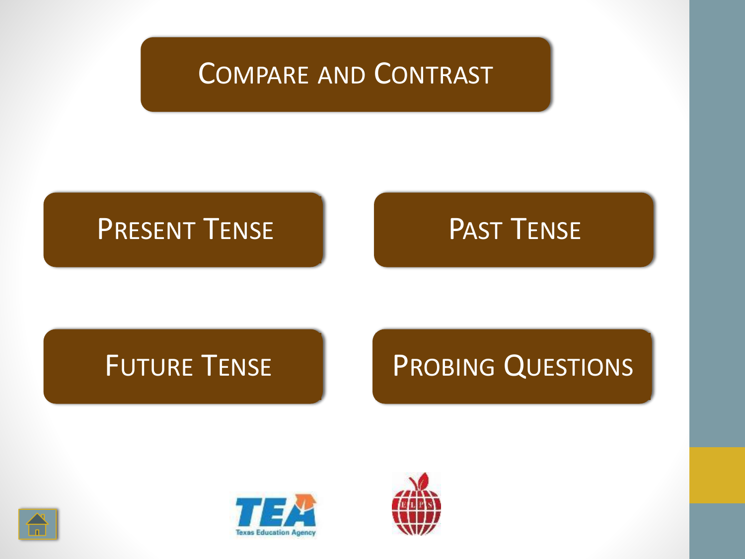# Compare and Contrast

Present Tense

Past Tense

Future Tense

Probing Questions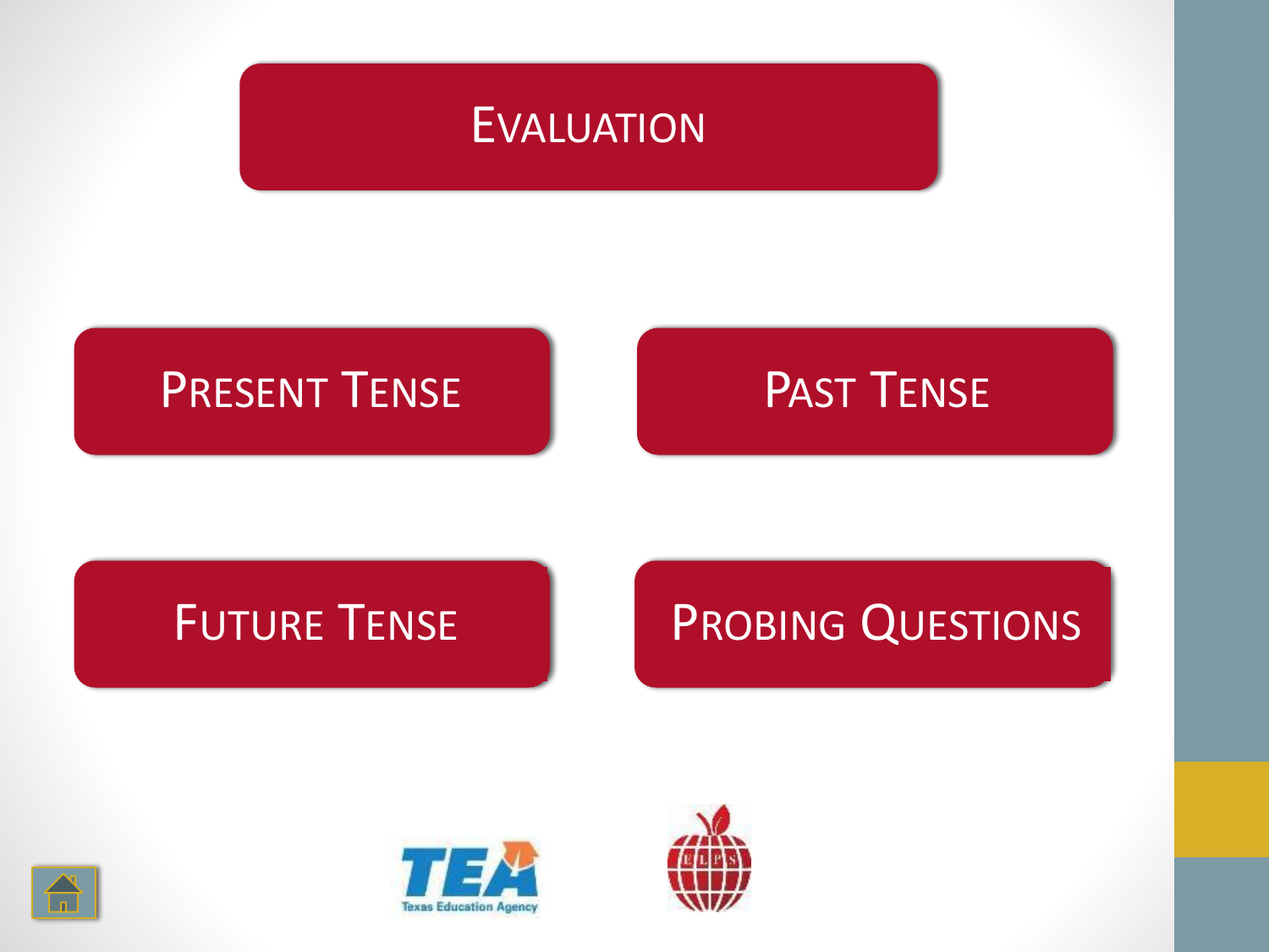# Evaluation

Present Tense

Past Tense

Future Tense

Probing Questions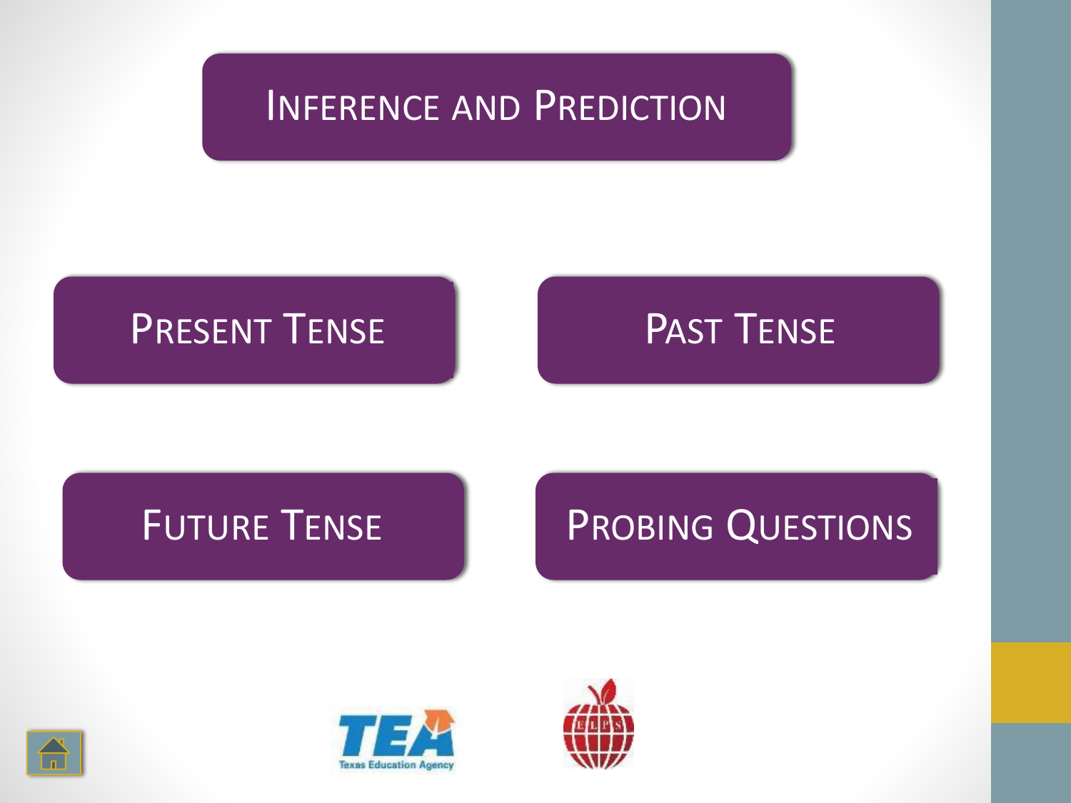# Inference and Prediction

Present Tense

Past Tense

Future Tense

Probing Questions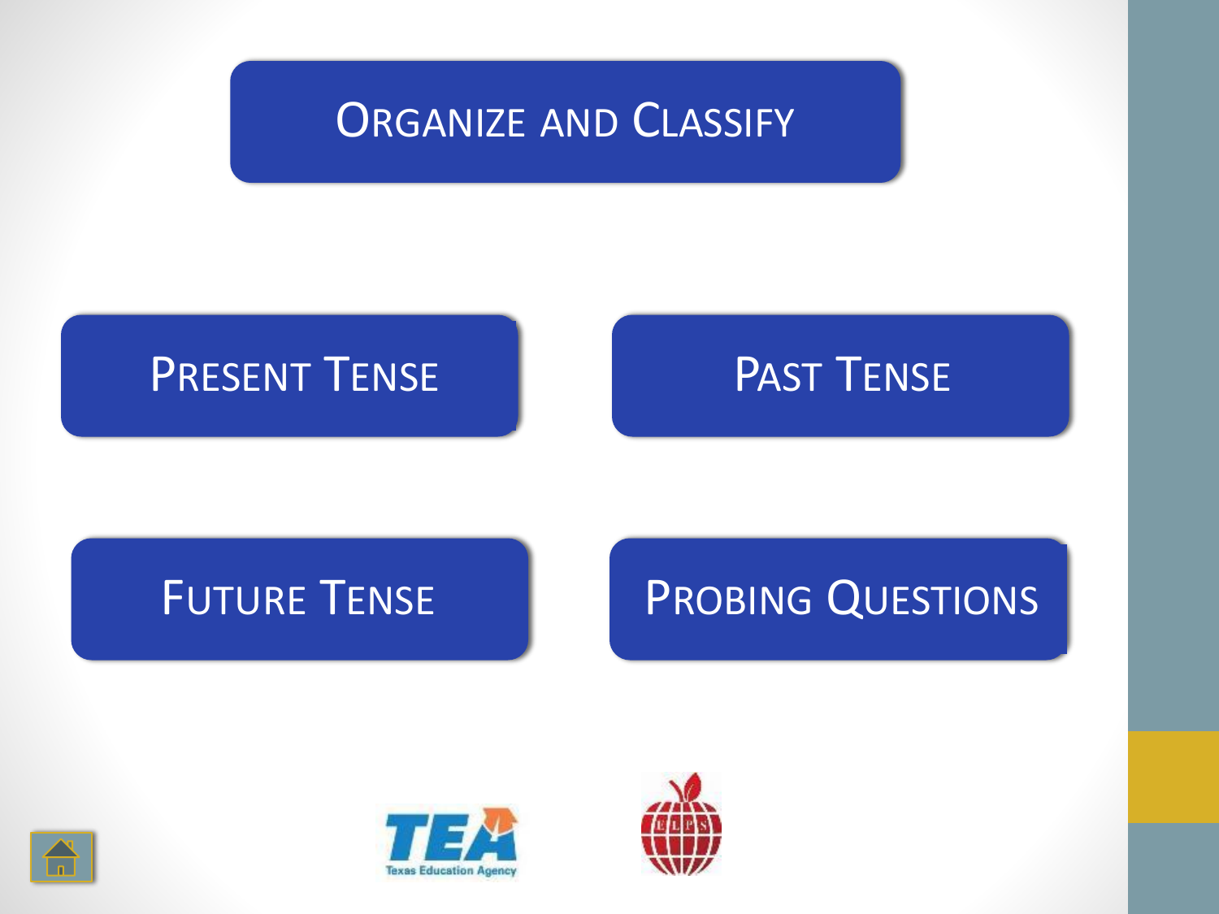# Organize and Classify

Present Tense

Past Tense

Future Tense

Probing Questions

Texas Education Agency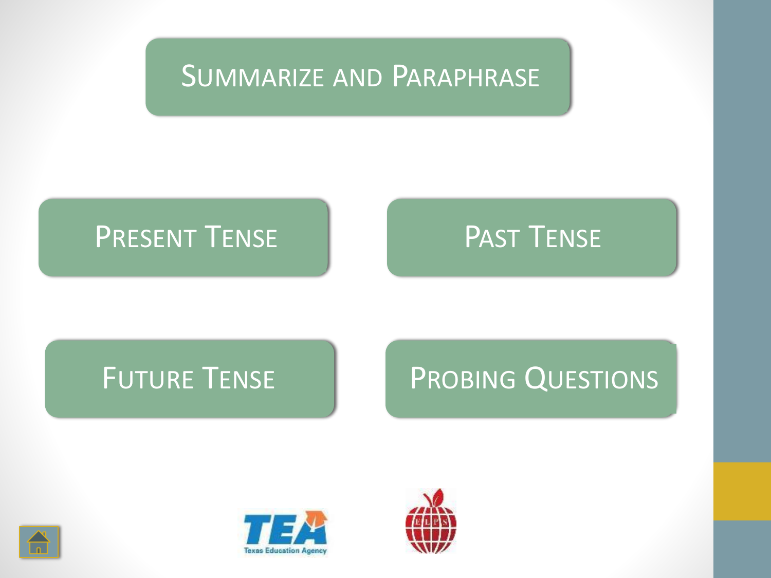# Summarize and Paraphrase

Present Tense

Past Tense

Future Tense

Probing Questions

TEA Texas Education Agency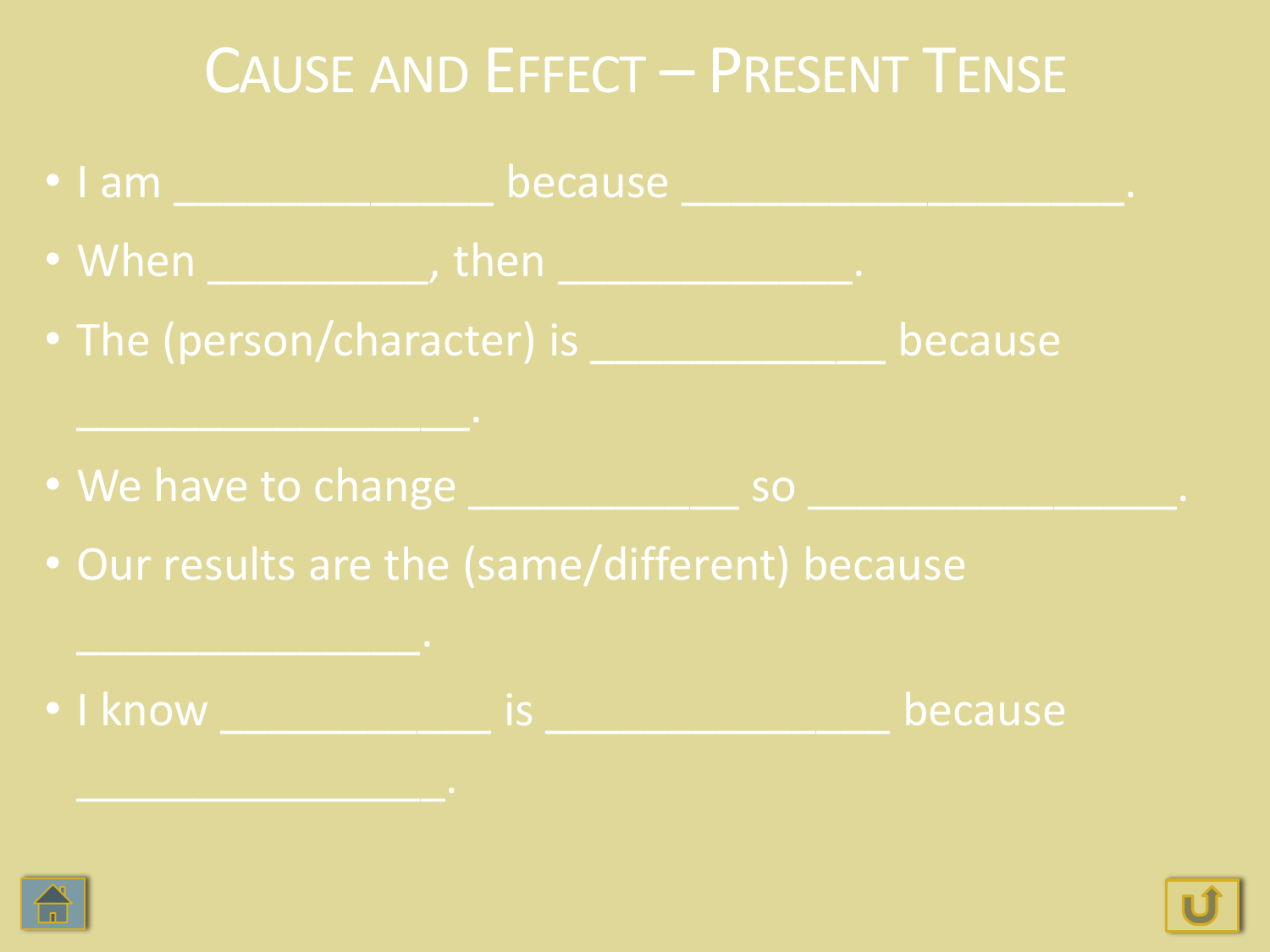# Cause and Effect – Present Tense

- I am ______________ because ____________________.
- When __________, then _____________.
- The (person/character) is _____________ because _________________.
- We have to change ____________ so ________________.
- Our results are the (same/different) because _______________.
- I know ____________ is _______________ because ________________.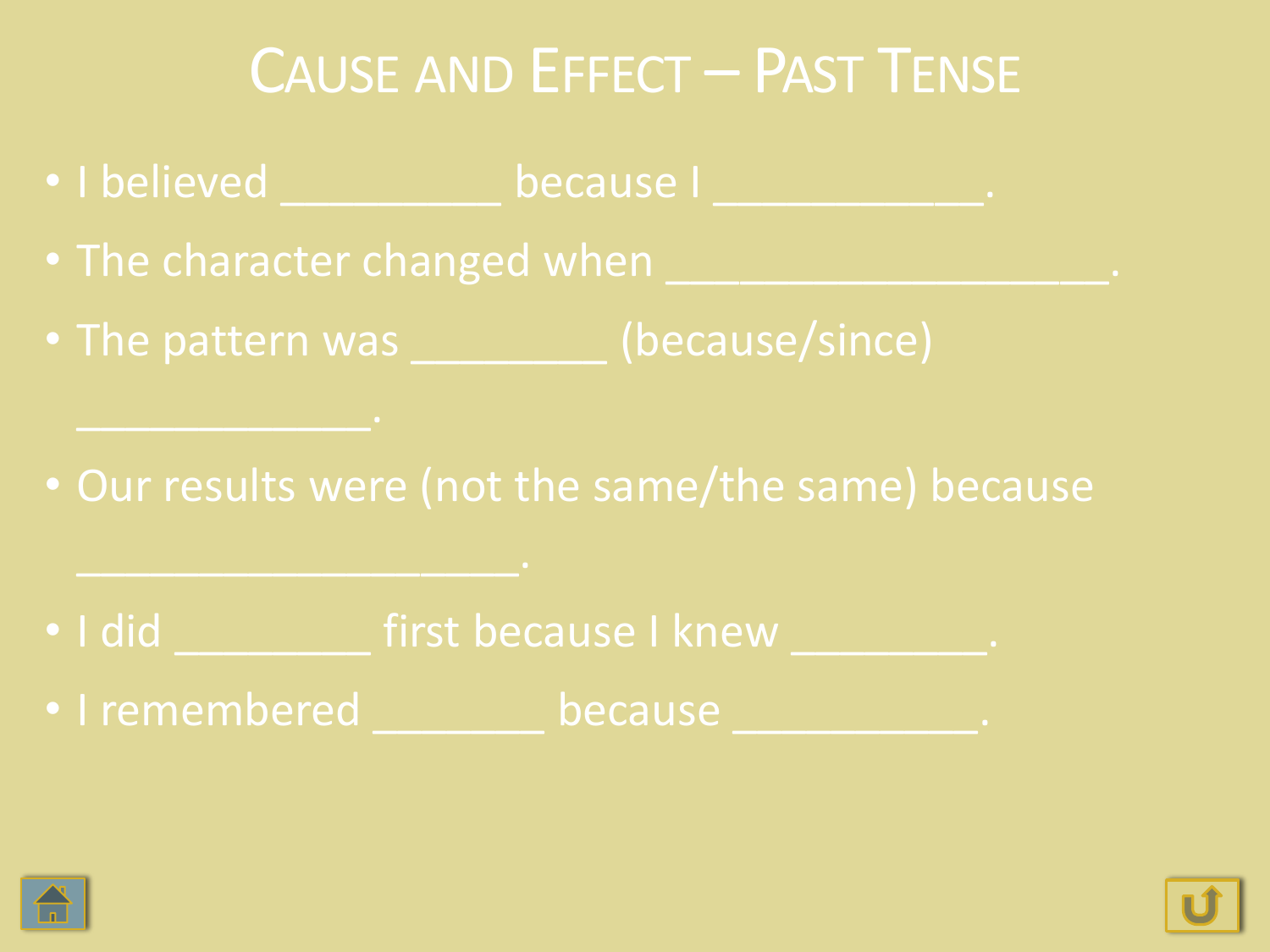# Cause and Effect – Past Tense

- I believed __________ because I ____________.
- The character changed when ____________________.
- The pattern was _________ (because/since) _____________.
- Our results were (not the same/the same) because ____________________.
- I did _________ first because I knew _________.
- I remembered ________ because ___________.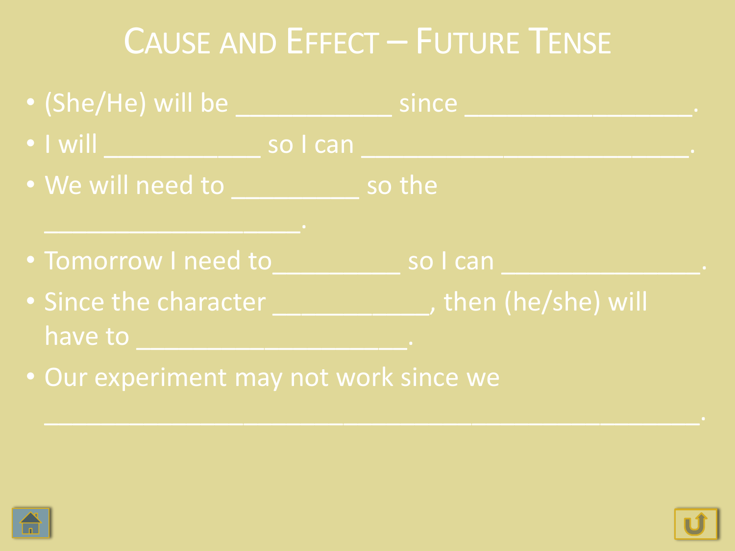# Cause and Effect – Future Tense

- (She/He) will be ____________ since _________________.
- I will ____________ so I can _________________________.
- We will need to __________ so the ____________________.
- Tomorrow I need to__________ so I can _______________.
- Since the character ____________, then (he/she) will have to _____________________.
- Our experiment may not work since we ___________________________________________________.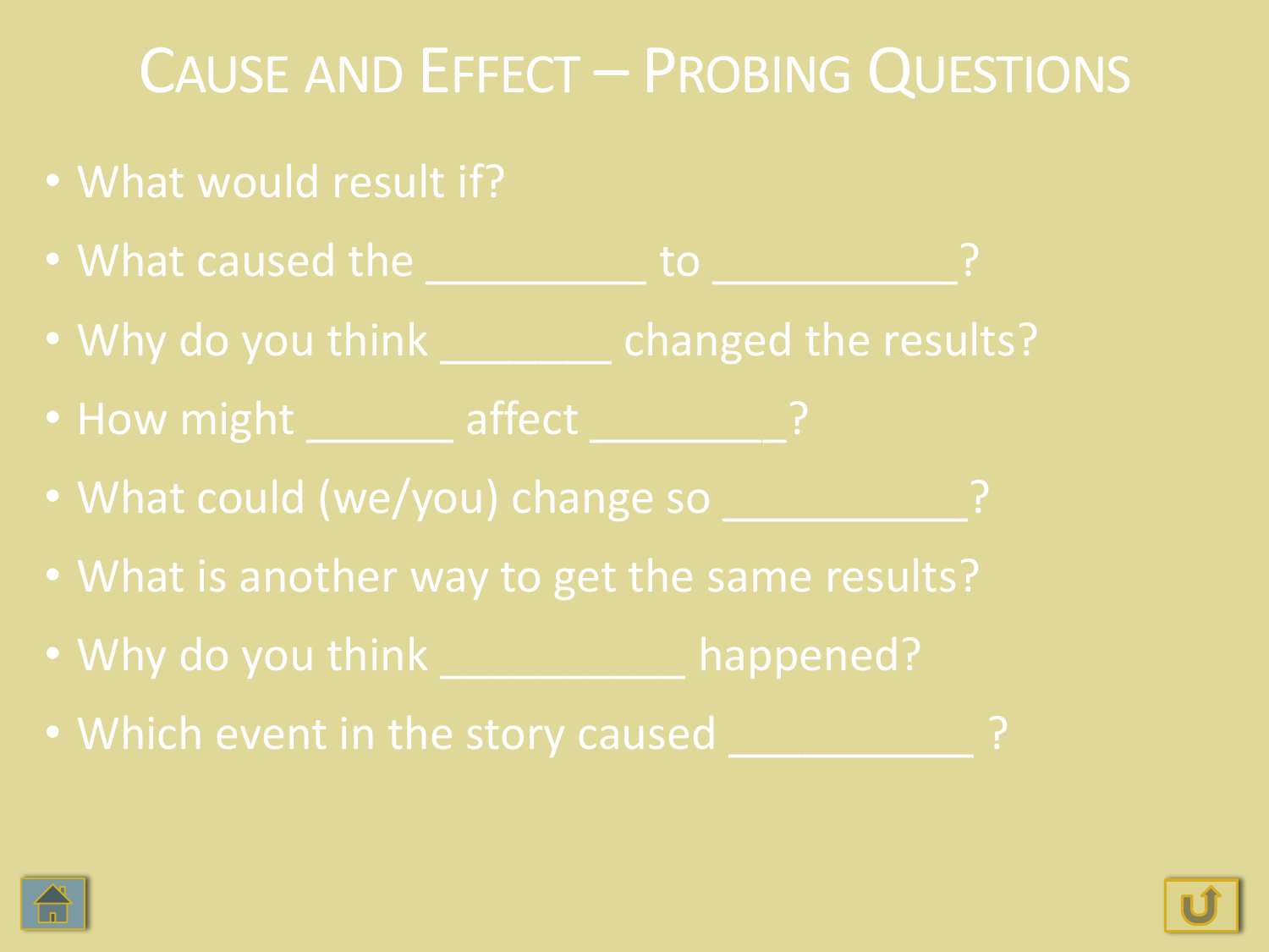# Cause and Effect – Probing Questions

- What would result if?
- What caused the __________ to ___________?
- Why do you think ________ changed the results?
- How might ______ affect _________?
- What could (we/you) change so ___________?
- What is another way to get the same results?
- Why do you think ___________ happened?
- Which event in the story caused ___________ ?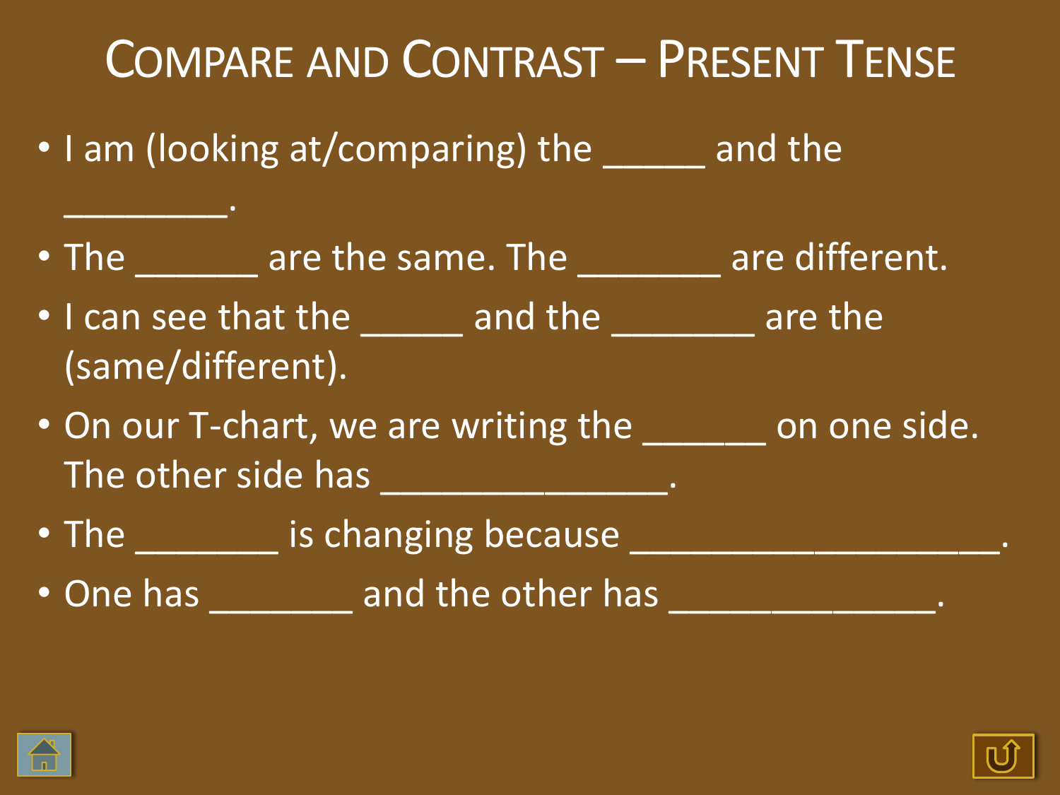# Compare and Contrast – Present Tense

- I am (looking at/comparing) the _____ and the ________.
- The ______ are the same. The _______ are different.
- I can see that the _____ and the _______ are the (same/different).
- On our T-chart, we are writing the ______ on one side. The other side has ______________.
- The _______ is changing because __________________.
- One has _______ and the other has _____________.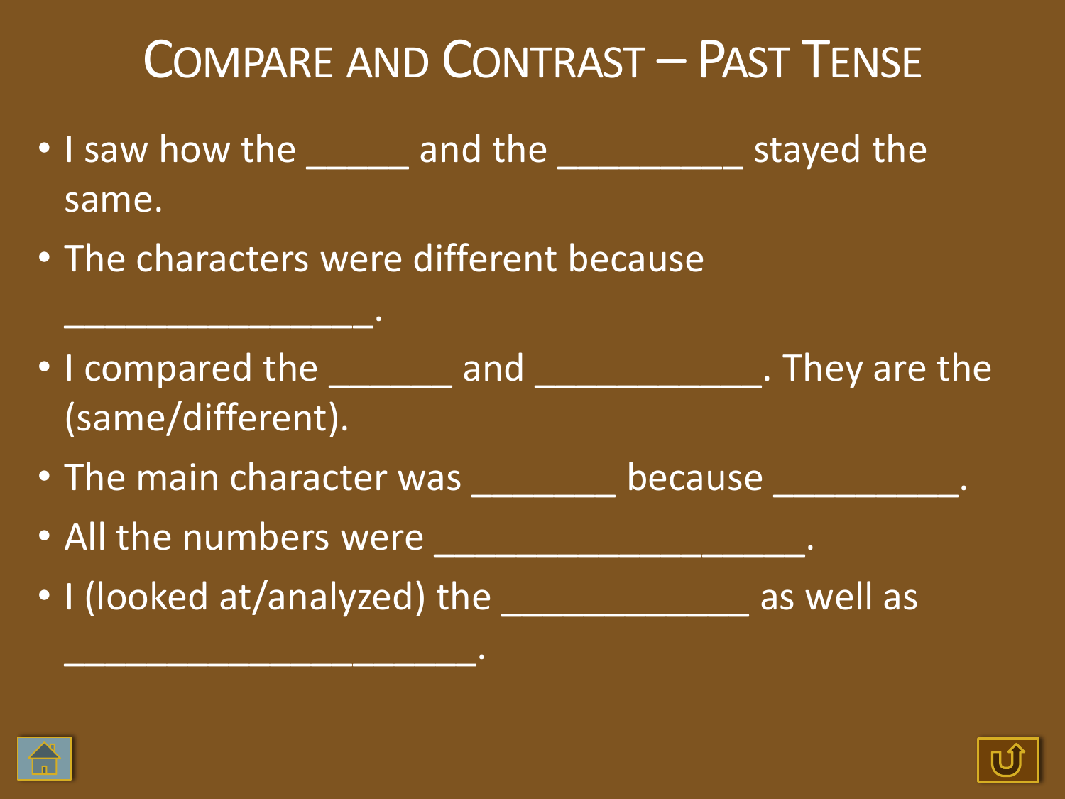# Compare and Contrast – Past Tense

- I saw how the _____ and the _________ stayed the same.
- The characters were different because _______________.
- I compared the ______ and ___________. They are the (same/different).
- The main character was _______ because _________.
- All the numbers were ___________________.
- I (looked at/analyzed) the ____________ as well as ____________________.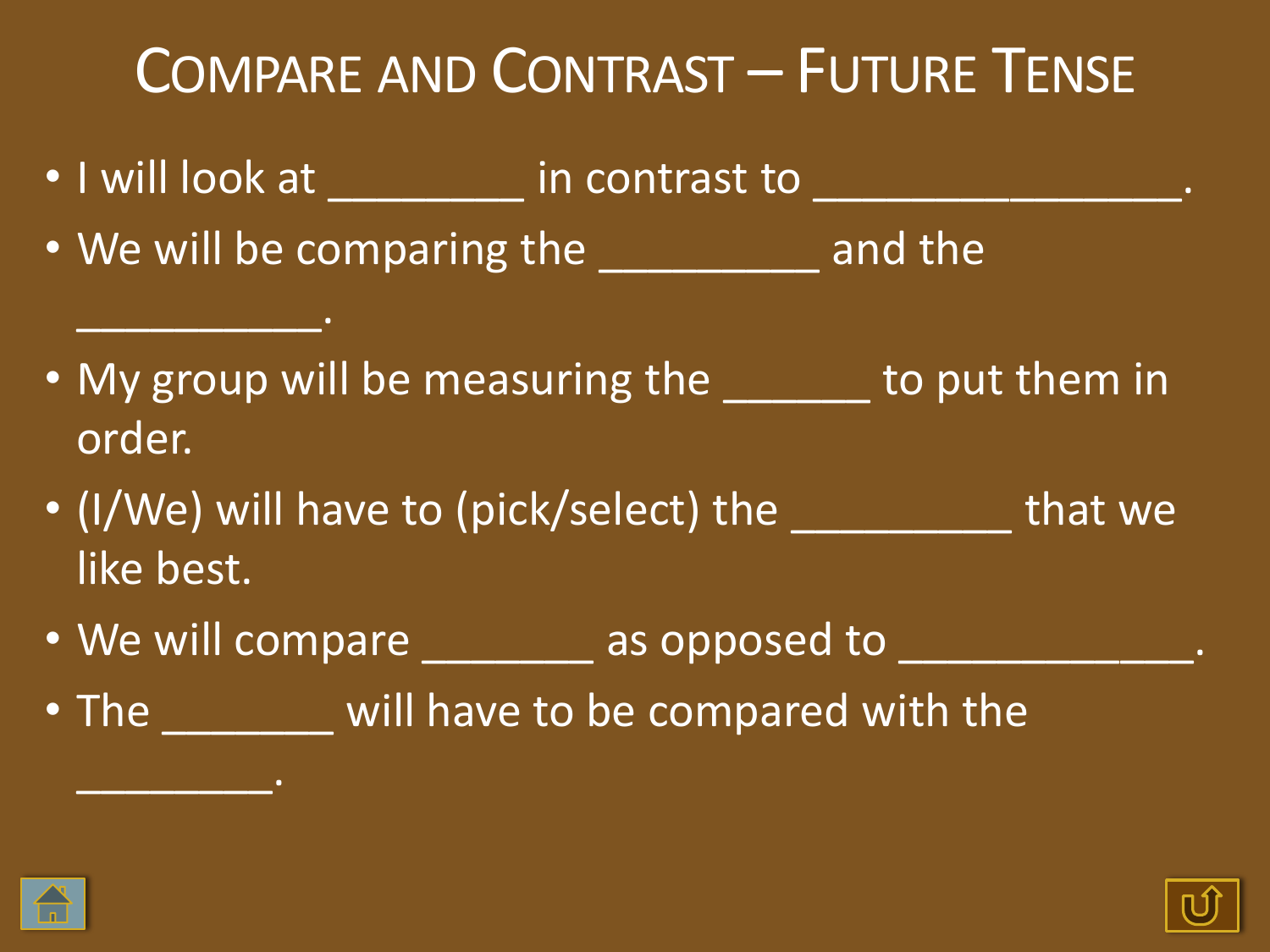# Compare and Contrast – Future Tense

- I will look at ________ in contrast to _______________.
- We will be comparing the _________ and the __________.
- My group will be measuring the ______ to put them in order.
- (I/We) will have to (pick/select) the _________ that we like best.
- We will compare _______ as opposed to ____________.
- The _______ will have to be compared with the ________.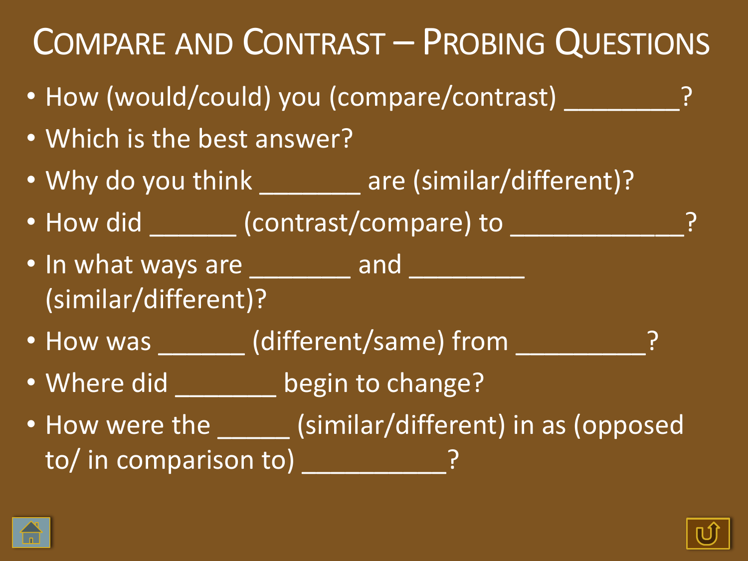# Compare and Contrast – Probing Questions

- How (would/could) you (compare/contrast) ________?
- Which is the best answer?
- Why do you think _______ are (similar/different)?
- How did ______ (contrast/compare) to ____________?
- In what ways are _______ and ________ (similar/different)?
- How was ______ (different/same) from _________?
- Where did _______ begin to change?
- How were the _____ (similar/different) in as (opposed to/ in comparison to) __________?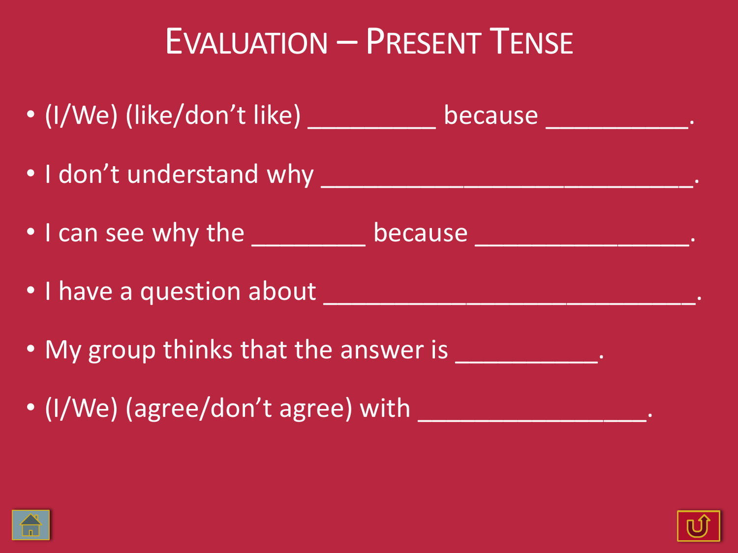# Evaluation – Present Tense

- (I/We) (like/don't like) __________ because ___________.
- I don't understand why ______________________________.
- I can see why the _________ because _________________.
- I have a question about ______________________________.
- My group thinks that the answer is ___________.
- (I/We) (agree/don't agree) with __________________.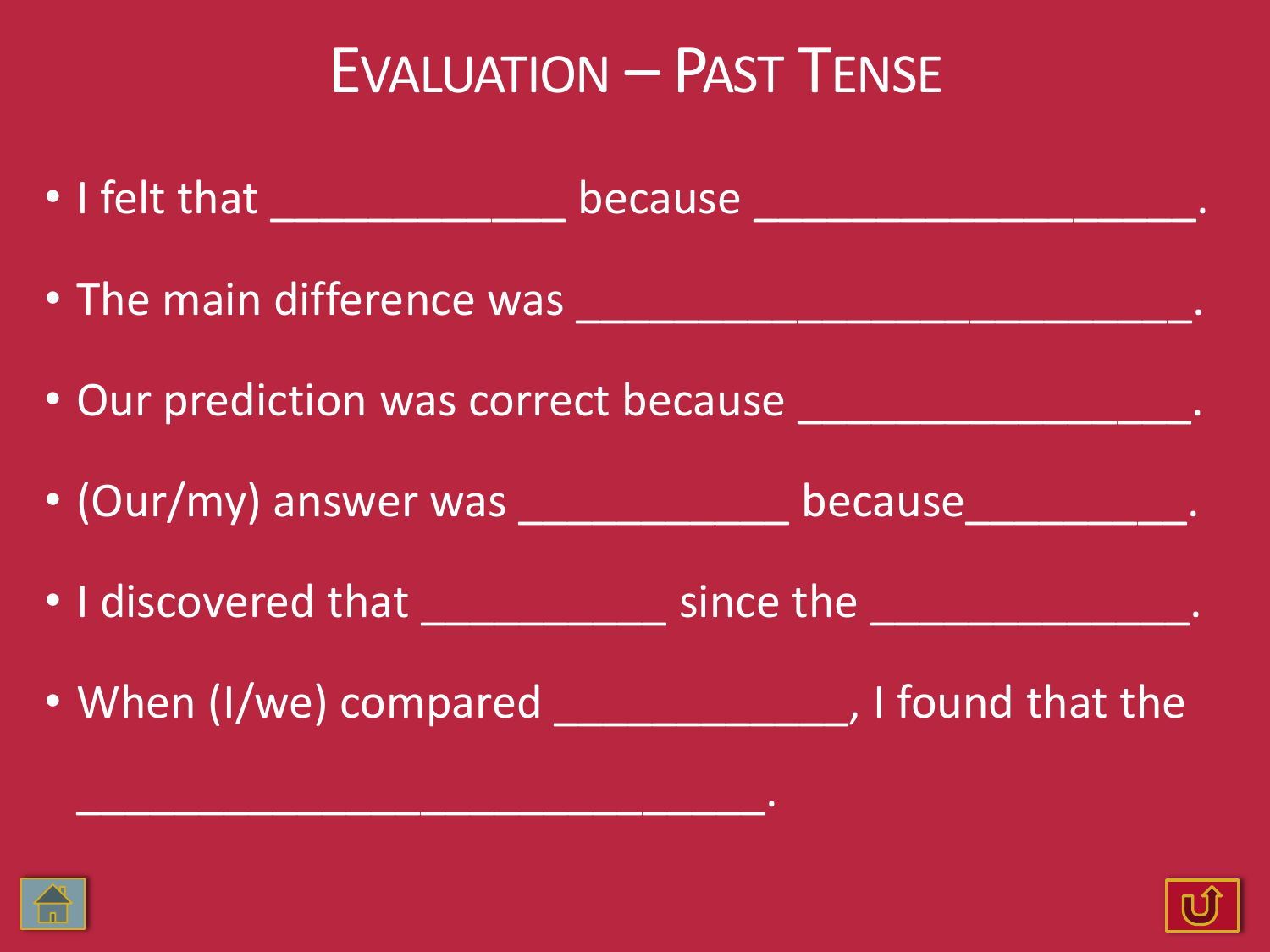# Evaluation – Past Tense

- I felt that _____________ because ___________________.
- The main difference was ___________________________.
- Our prediction was correct because _________________.
- (Our/my) answer was ____________ because__________.
- I discovered that ___________ since the ______________.
- When (I/we) compared _____________, I found that the ______________________________.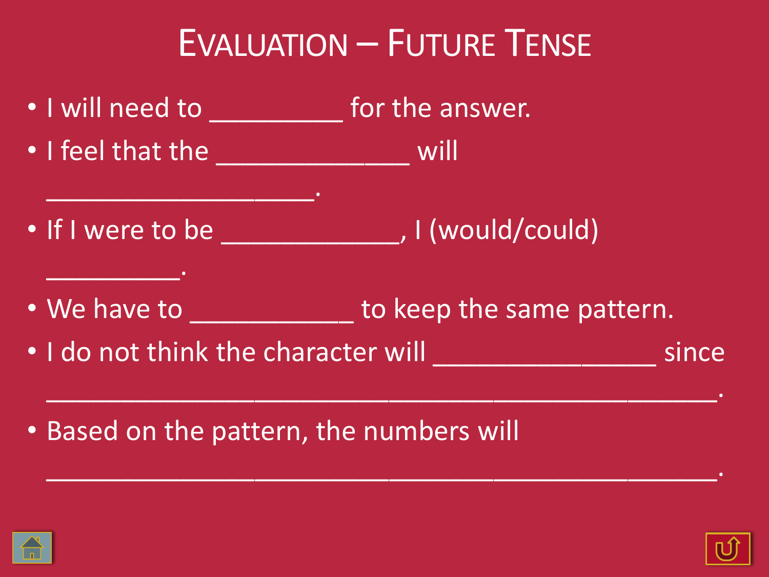# Evaluation – Future Tense

- I will need to __________ for the answer.
- I feel that the ______________ will ____________________.
- If I were to be _____________, I (would/could) __________.
- We have to ____________ to keep the same pattern.
- I do not think the character will ________________ since __________________________________________________.
- Based on the pattern, the numbers will __________________________________________________.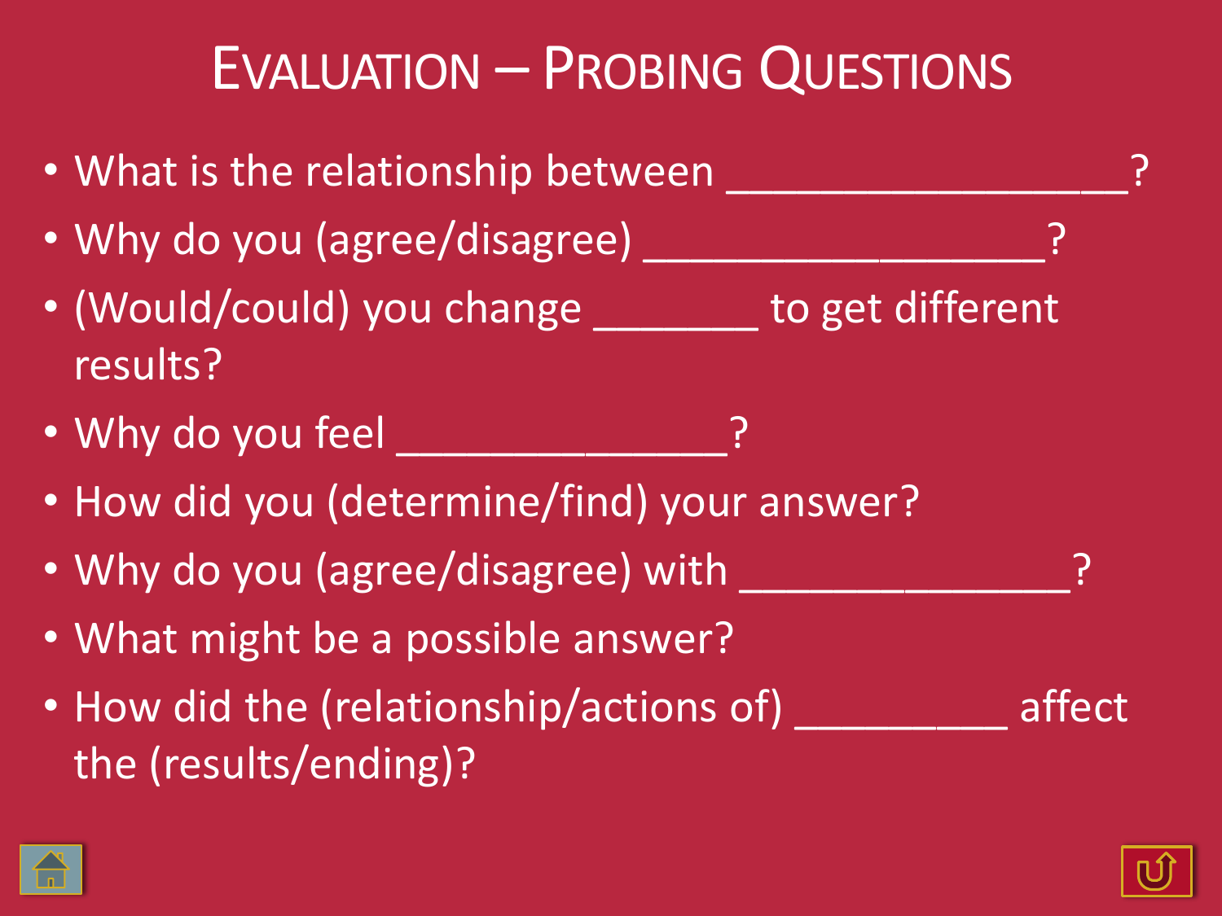# Evaluation – Probing Questions

- What is the relationship between ________________?
- Why do you (agree/disagree) ________________?
- (Would/could) you change _______ to get different results?
- Why do you feel ______________?
- How did you (determine/find) your answer?
- Why do you (agree/disagree) with ______________?
- What might be a possible answer?
- How did the (relationship/actions of) _________ affect the (results/ending)?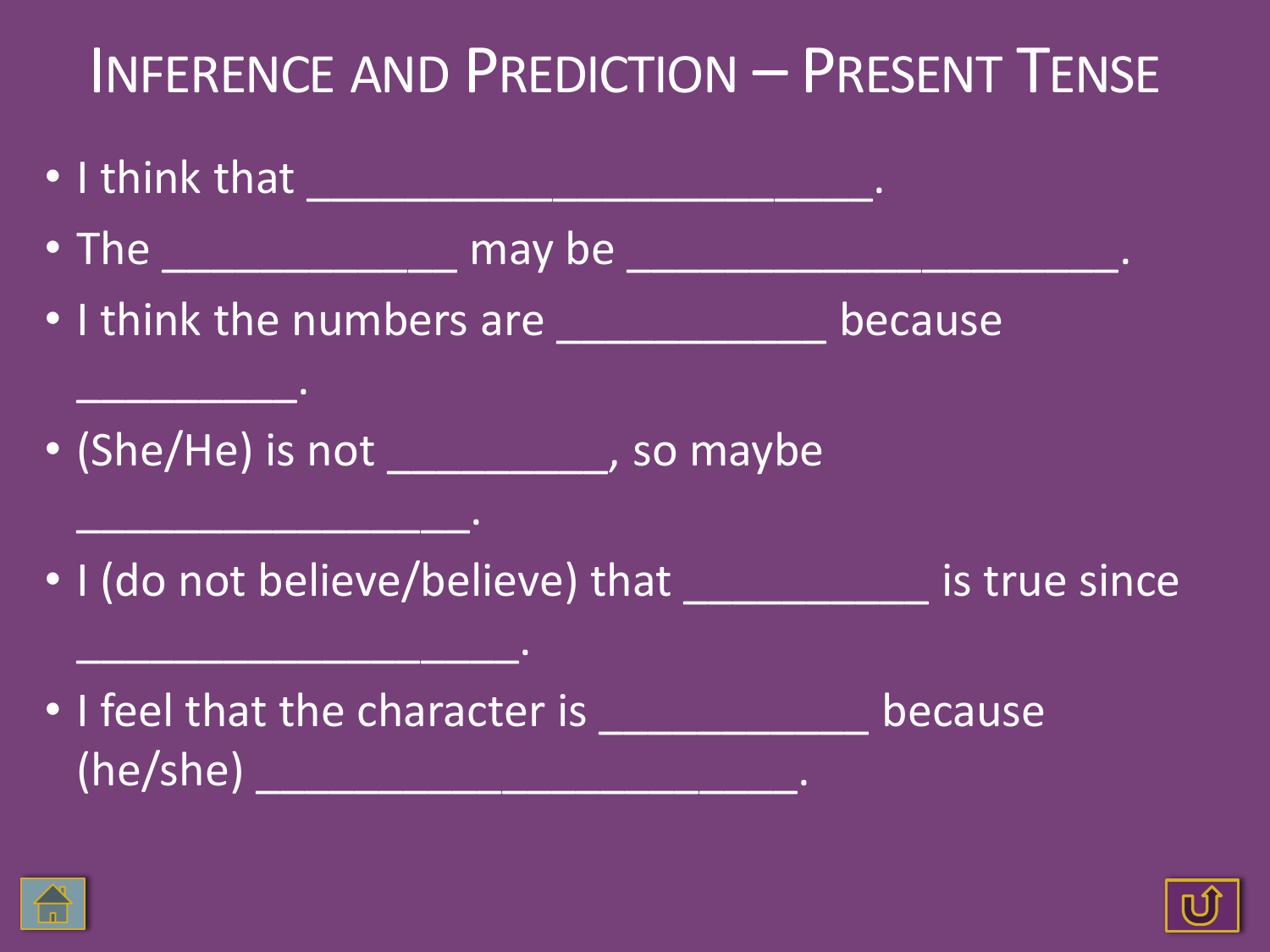# Inference and Prediction – Present Tense

- I think that ___________________________.
- The ______________ may be ______________________.
- I think the numbers are _____________ because __________.
- (She/He) is not __________, so maybe _________________.
- I (do not believe/believe) that ___________ is true since ___________________.
- I feel that the character is _____________ because (he/she) _________________________.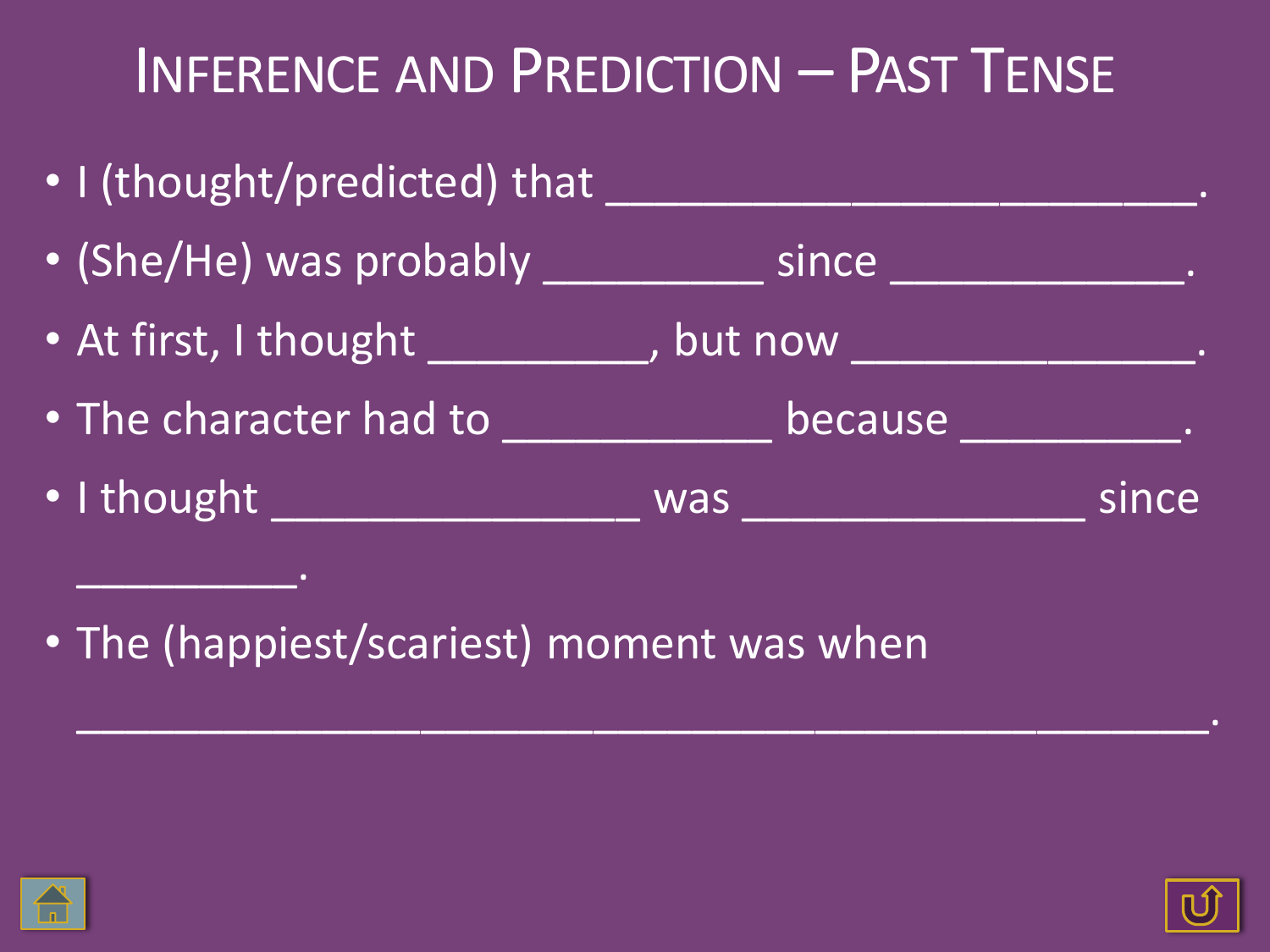# Inference and Prediction – Past Tense

- I (thought/predicted) that ________________________.
- (She/He) was probably _________ since ____________.
- At first, I thought _________, but now ______________.
- The character had to ___________ because _________.
- I thought _______________ was ______________ since _________.
- The (happiest/scariest) moment was when ________________________________________.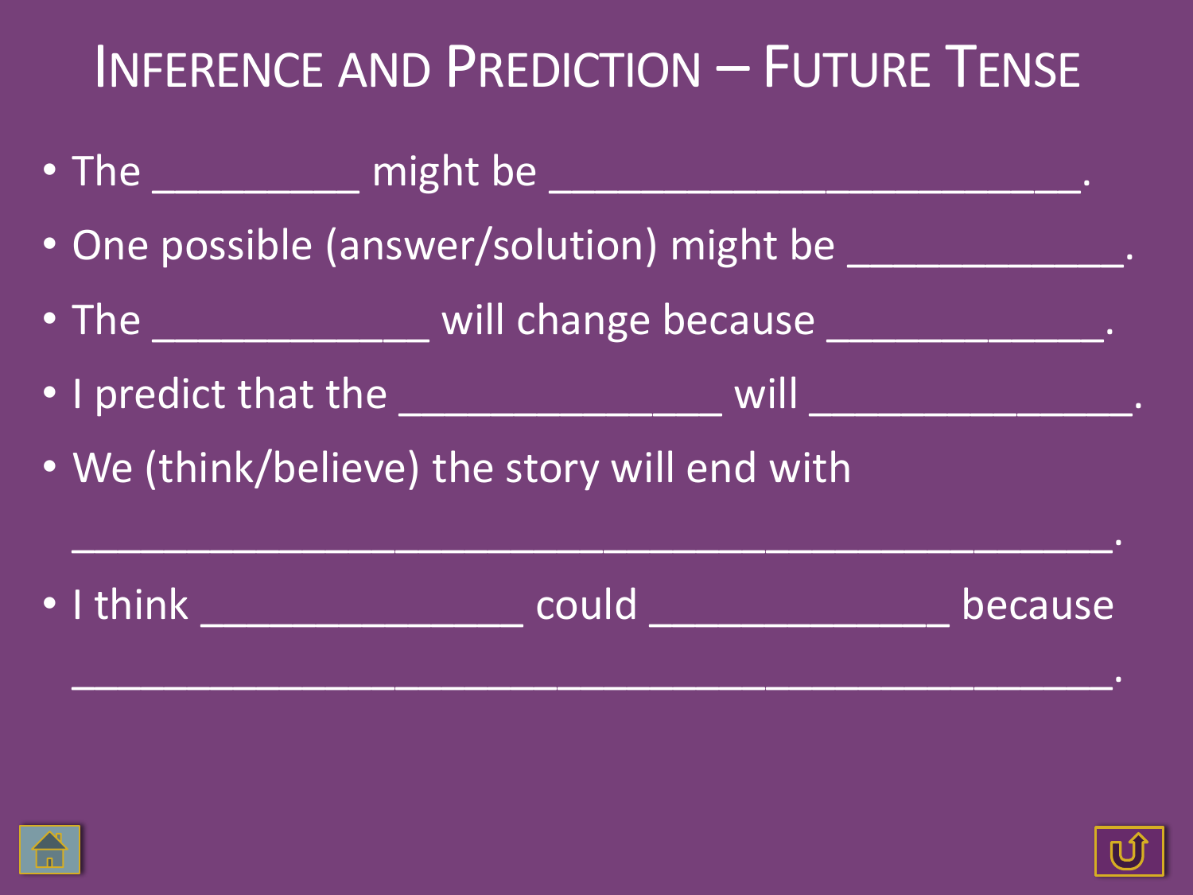# Inference and Prediction – Future Tense

- The __________ might be _________________________.
- One possible (answer/solution) might be _____________.
- The _____________ will change because _____________.
- I predict that the _______________ will _______________.
- We (think/believe) the story will end with _________________________________________________.
- I think _______________ could ______________ because _________________________________________________.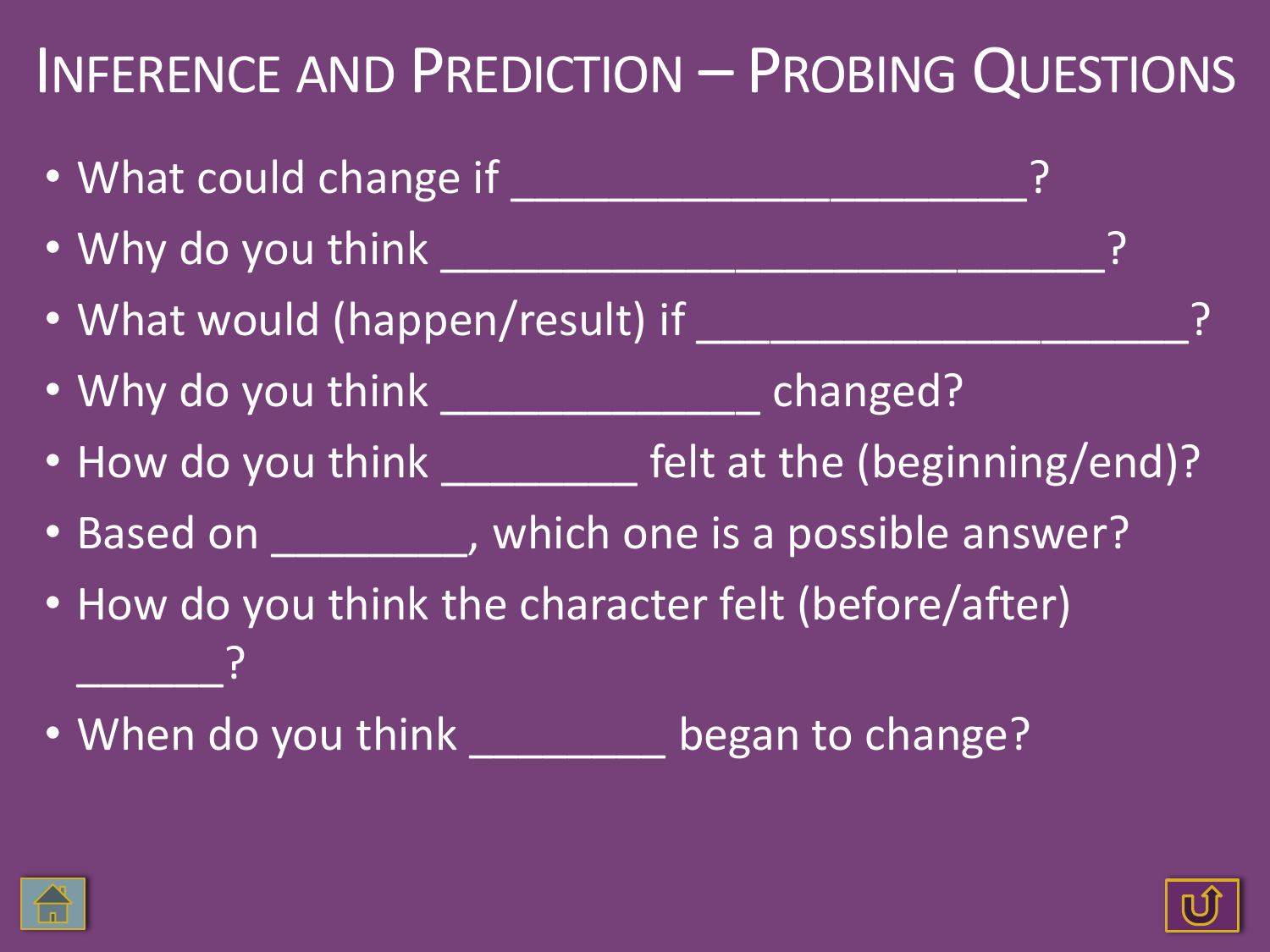# Inference and Prediction – Probing Questions

- What could change if _______________________?
- Why do you think ______________________________?
- What would (happen/result) if _______________________?
- Why do you think ______________ changed?
- How do you think _________ felt at the (beginning/end)?
- Based on _________, which one is a possible answer?
- How do you think the character felt (before/after) _______?
- When do you think _________ began to change?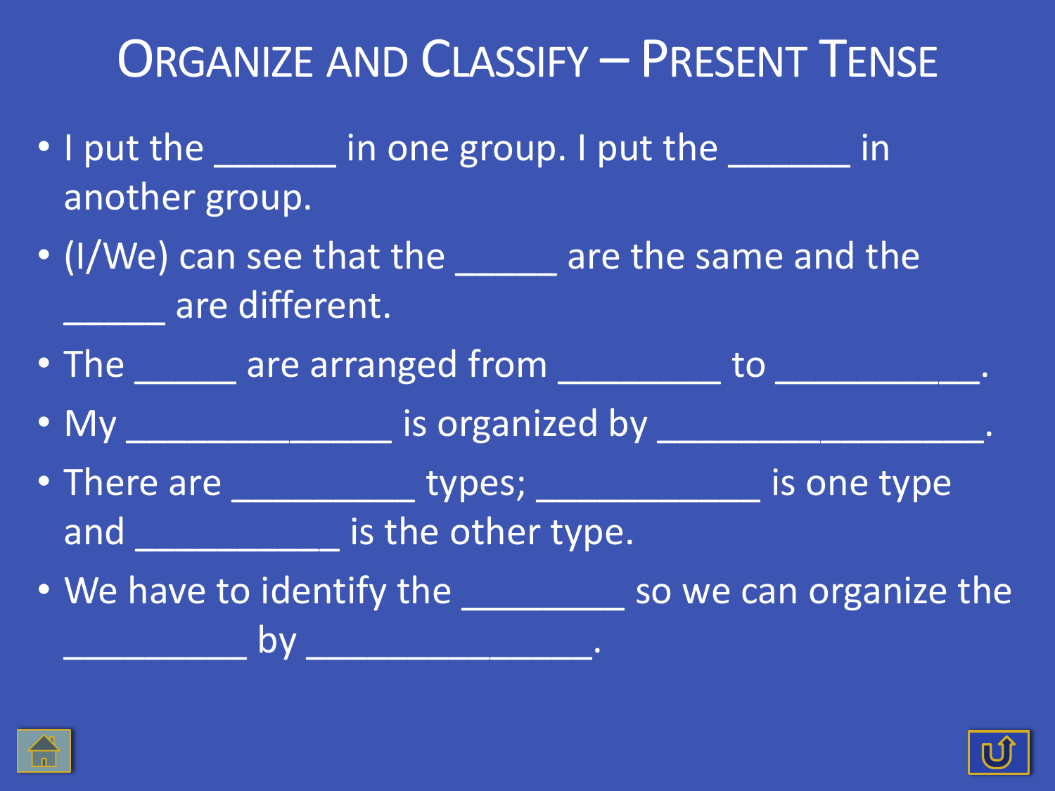# Organize and Classify – Present Tense

- I put the ______ in one group. I put the ______ in another group.
- (I/We) can see that the _____ are the same and the _____ are different.
- The _____ are arranged from ________ to __________.
- My _____________ is organized by ________________.
- There are _________ types; ___________ is one type and __________ is the other type.
- We have to identify the ________ so we can organize the _________ by ______________.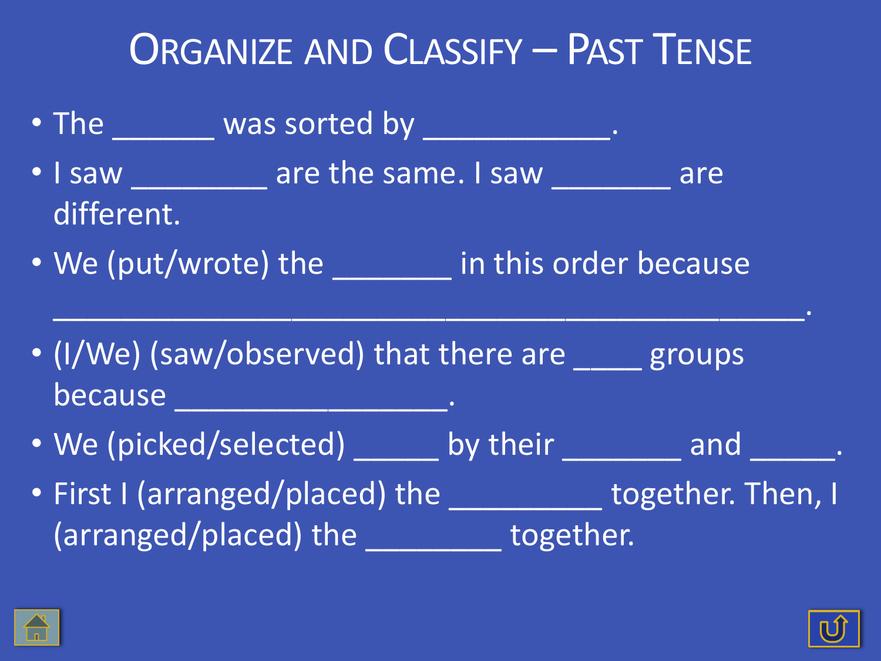# Organize and Classify – Past Tense

- The _______ was sorted by ____________.
- I saw _________ are the same. I saw ________ are different.
- We (put/wrote) the ________ in this order because ________________________________________.
- (I/We) (saw/observed) that there are ____ groups because _________________.
- We (picked/selected) ______ by their ________ and ______.
- First I (arranged/placed) the __________ together. Then, I (arranged/placed) the _________ together.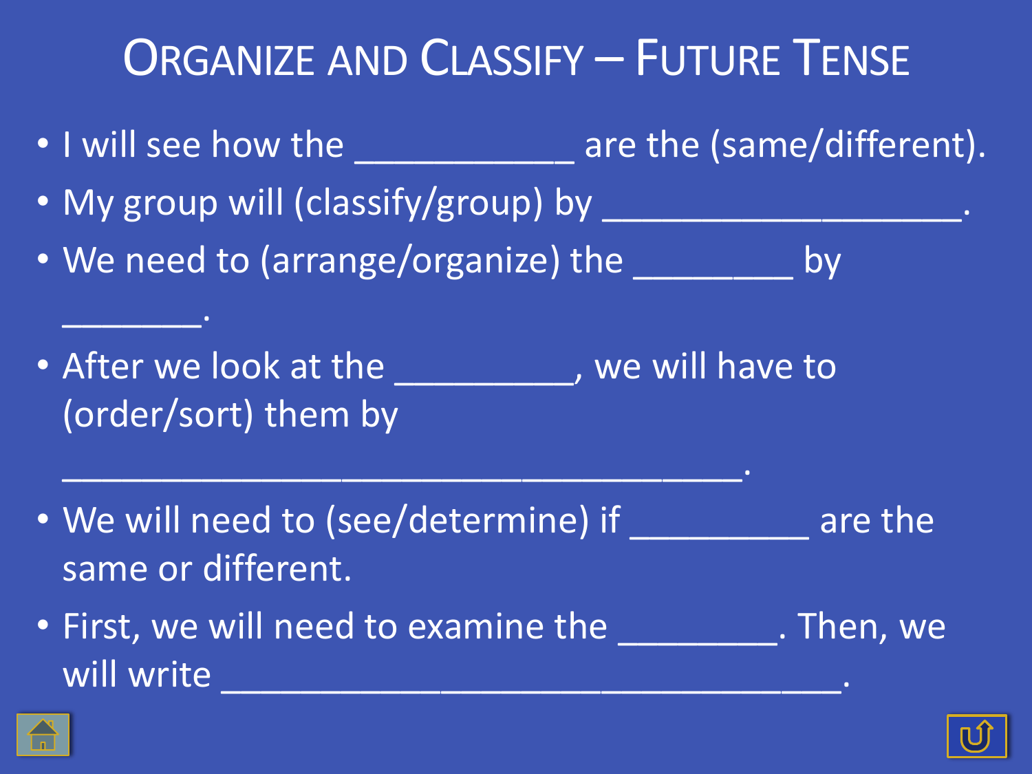# Organize and Classify – Future Tense

- I will see how the ___________ are the (same/different).
- My group will (classify/group) by __________________.
- We need to (arrange/organize) the ________ by _______.
- After we look at the _________, we will have to (order/sort) them by ___________________________________.
- We will need to (see/determine) if _________ are the same or different.
- First, we will need to examine the ________. Then, we will write _______________________________.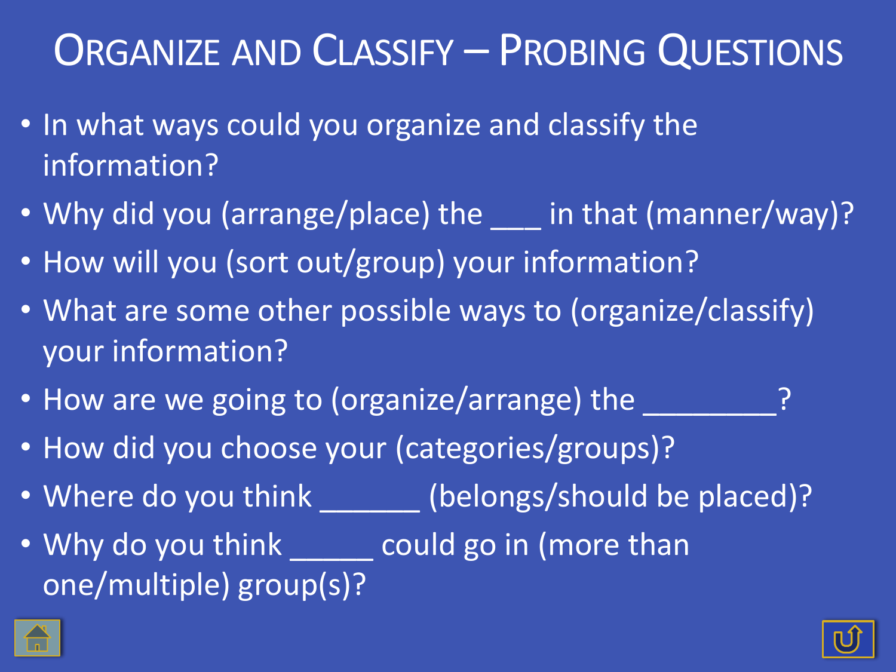# Organize and Classify – Probing Questions

- In what ways could you organize and classify the information?
- Why did you (arrange/place) the ___ in that (manner/way)?
- How will you (sort out/group) your information?
- What are some other possible ways to (organize/classify) your information?
- How are we going to (organize/arrange) the _________?
- How did you choose your (categories/groups)?
- Where do you think _______ (belongs/should be placed)?
- Why do you think ______ could go in (more than one/multiple) group(s)?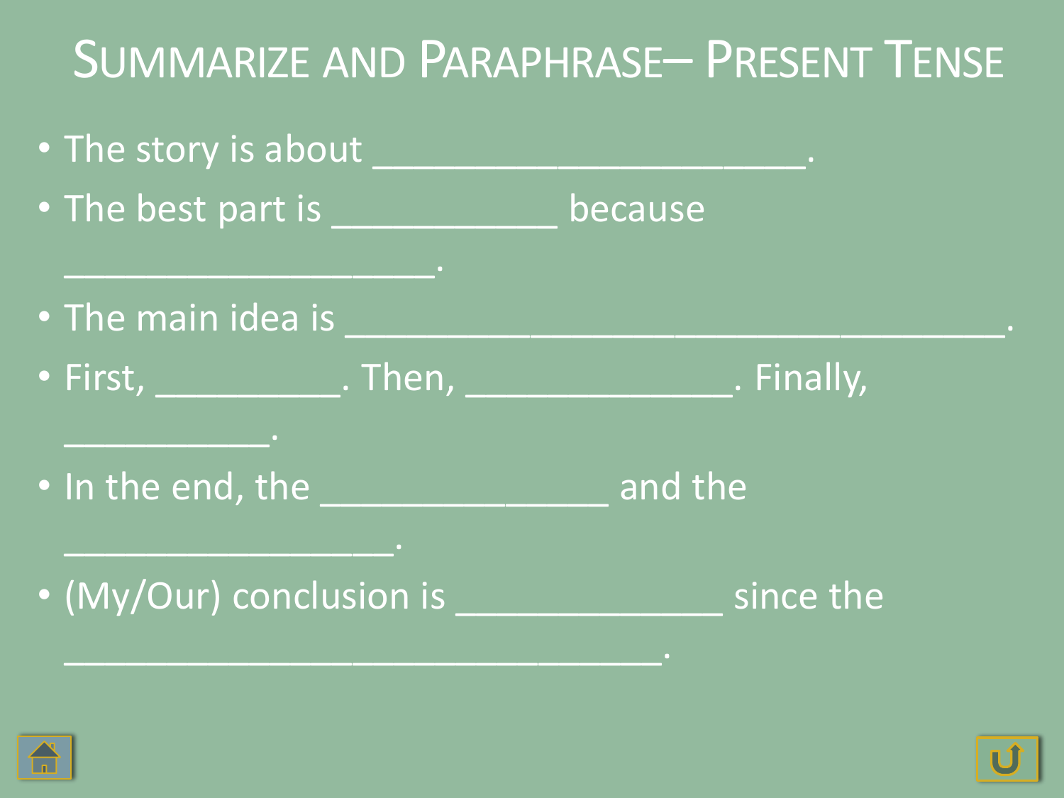# Summarize and Paraphrase– Present Tense

- The story is about ______________________.
- The best part is ___________ because ___________________.
- The main idea is _________________________________.
- First, _________. Then, _____________. Finally, ___________.
- In the end, the ______________ and the _________________.
- (My/Our) conclusion is _____________ since the _____________________________.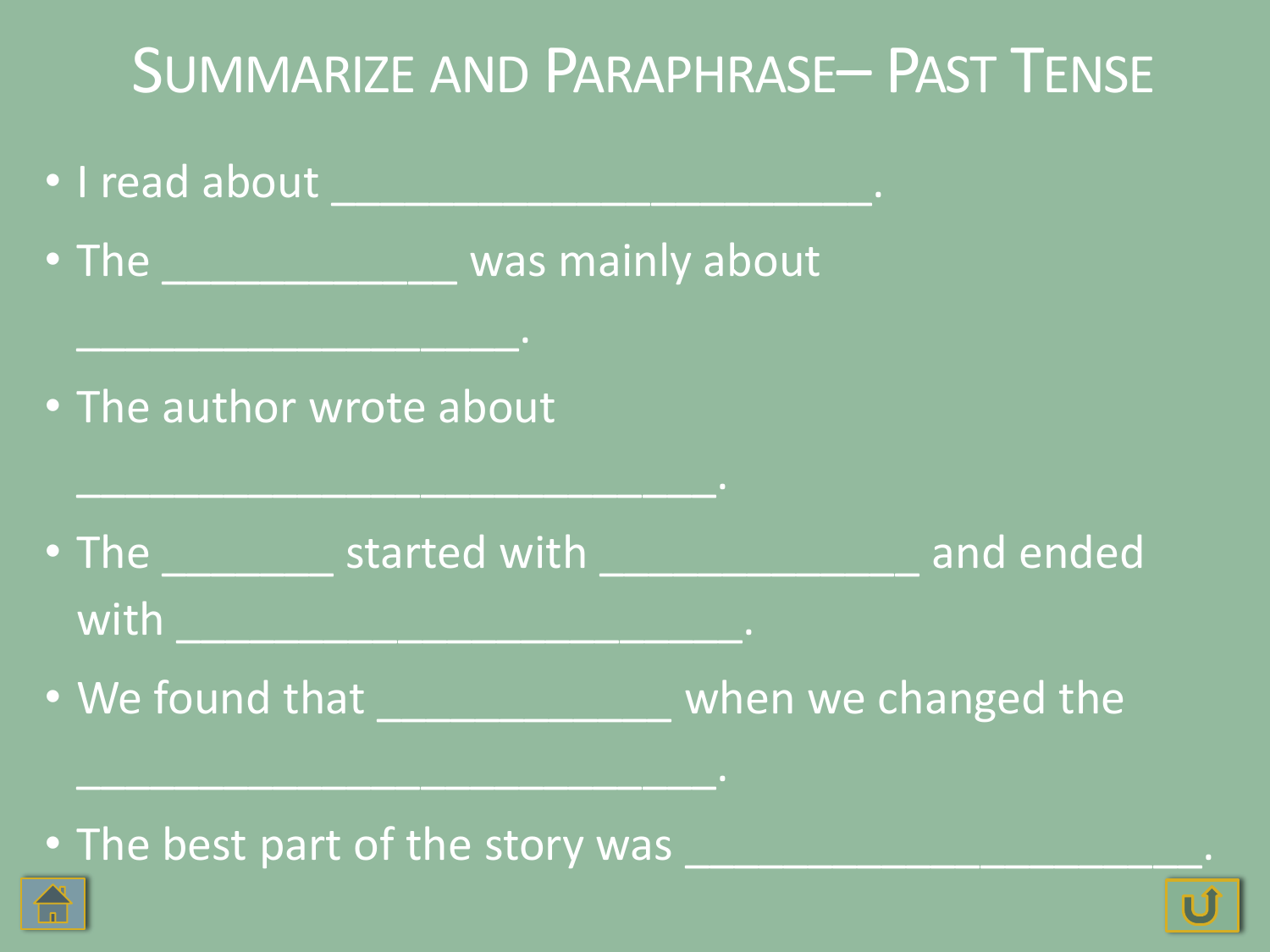# Summarize and Paraphrase– Past Tense

- I read about ______________________.
- The ____________ was mainly about __________________.
- The author wrote about __________________________.
- The _______ started with _____________ and ended with _______________________.
- We found that ____________ when we changed the __________________________.
- The best part of the story was _____________________.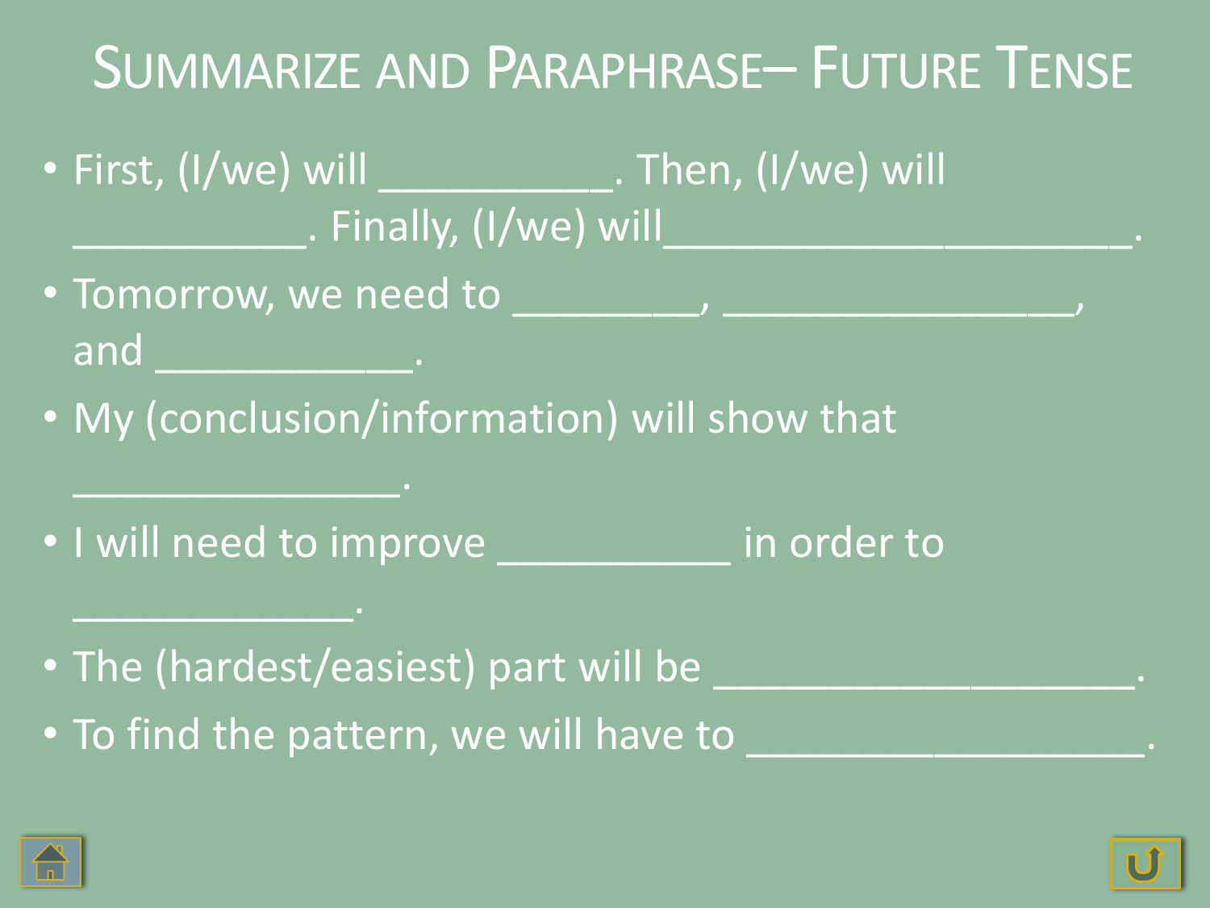# Summarize and Paraphrase– Future Tense

- First, (I/we) will ___________. Then, (I/we) will ___________. Finally, (I/we) will______________________.
- Tomorrow, we need to _________, _________________, and ____________.
- My (conclusion/information) will show that _______________.
- I will need to improve ___________ in order to _____________.
- The (hardest/easiest) part will be ____________________.
- To find the pattern, we will have to ___________________.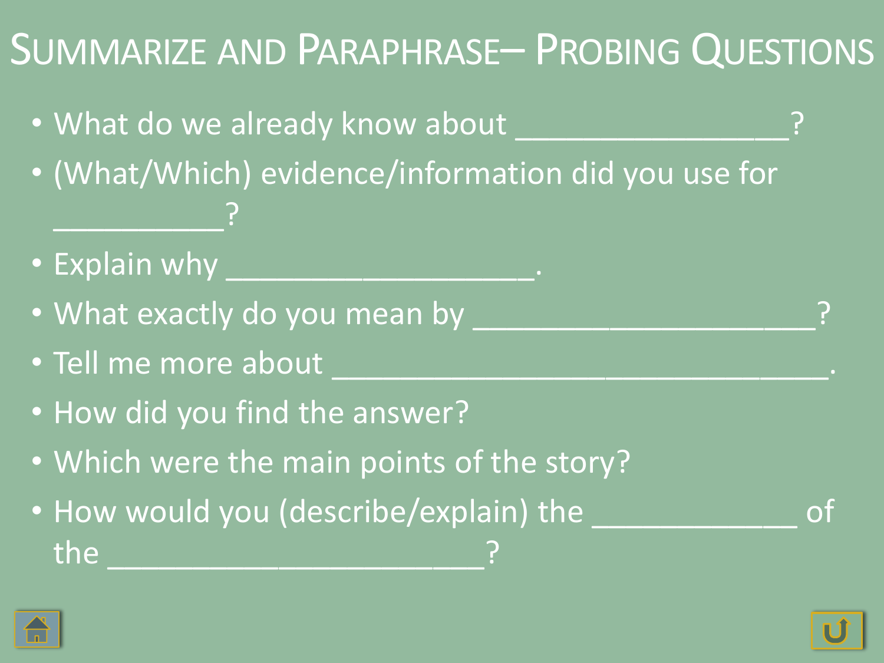# Summarize and Paraphrase– Probing Questions

- What do we already know about _________________?
- (What/Which) evidence/information did you use for ___________?
- Explain why ___________________.
- What exactly do you mean by _____________________?
- Tell me more about _______________________________.
- How did you find the answer?
- Which were the main points of the story?
- How would you (describe/explain) the _____________ of the ________________________?